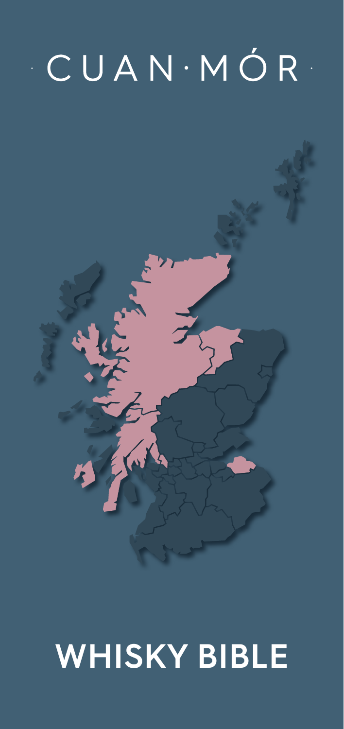# CUAN·MÓR

# WHISKY BIBLE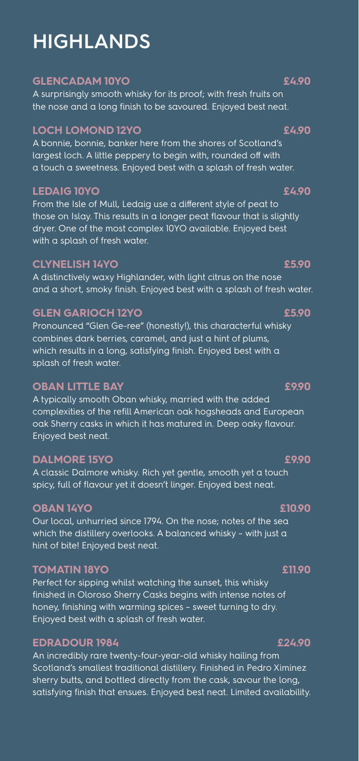# HIGHLANDS

### GLENCADAM 10YO — £4.90

A surprisingly smooth whisky for its proof; with fresh fruits on the nose and a long finish to be savoured. Enjoyed best neat.

### LOCH LOMOND 12YO — £4.90

A bonnie, bonnie, banker here from the shores of Scotland's largest loch. A little peppery to begin with, rounded off with a touch a sweetness. Enjoyed best with a splash of fresh water.

### LEDAIG 10YO — £4.90

From the Isle of Mull, Ledaig use a different style of peat to those on Islay. This results in a longer peat flavour that is slightly dryer. One of the most complex 10YO available. Enjoyed best with a splash of fresh water.

### CLYNELISH 14YO — £5.90

A distinctively waxy Highlander, with light citrus on the nose and a short, smoky finish. Enjoyed best with a splash of fresh water.

### GLEN GARIOCH 12YO — £5.90

Pronounced "Glen Ge-ree" (honestly!), this characterful whisky combines dark berries, caramel, and just a hint of plums, which results in a long, satisfying finish. Enjoyed best with a splash of fresh water.

### OBAN LITTLE BAY — £9.90

A typically smooth Oban whisky, married with the added complexities of the refill American oak hogsheads and European oak Sherry casks in which it has matured in. Deep oaky flavour. Enjoyed best neat.

### DALMORE 15YO — £9.90

A classic Dalmore whisky. Rich yet gentle, smooth yet a touch spicy, full of flavour yet it doesn't linger. Enjoyed best neat.

### OBAN 14YO — £10.90

Our local, unhurried since 1794. On the nose; notes of the sea which the distillery overlooks. A balanced whisky - with just a hint of bite! Enjoyed best neat.

### TOMATIN 18YO — £11.90

Perfect for sipping whilst watching the sunset, this whisky finished in Oloroso Sherry Casks begins with intense notes of honey, finishing with warming spices - sweet turning to dry. Enjoyed best with a splash of fresh water.

### EDRADOUR 1984 — £24.90

An incredibly rare twenty-four-year-old whisky hailing from Scotland's smallest traditional distillery. Finished in Pedro Ximinez sherry butts, and bottled directly from the cask, savour the long, satisfying finish that ensues. Enjoyed best neat. Limited availability.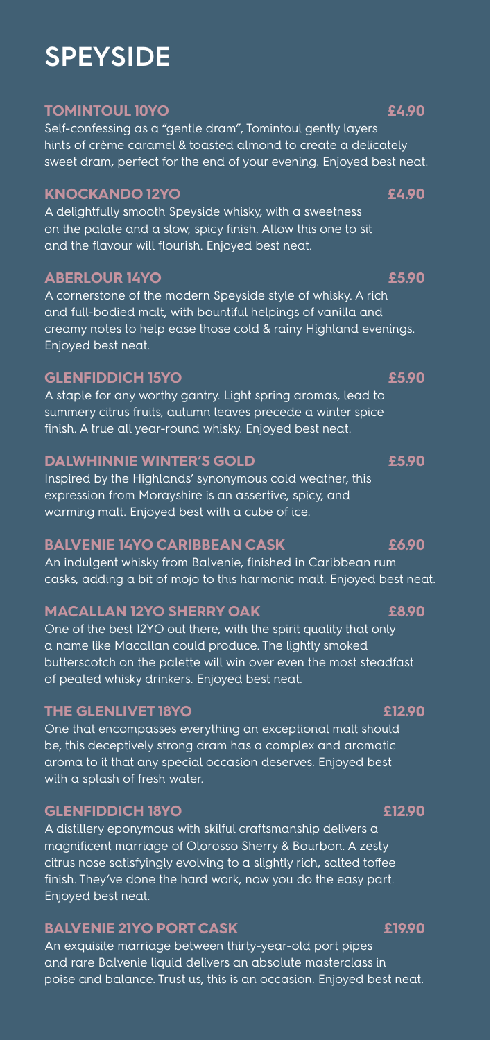# SPEYSIDE

### TOMINTOUL 10YO £4.90

Self-confessing as a "gentle dram", Tomintoul gently layers hints of crème caramel & toasted almond to create a delicately sweet dram, perfect for the end of your evening. Enjoyed best neat.

### KNOCKANDO 12YO £4.90

A delightfully smooth Speyside whisky, with a sweetness on the palate and a slow, spicy finish. Allow this one to sit and the flavour will flourish. Enjoyed best neat.

### ABERLOUR 14YO £5.90

A cornerstone of the modern Speyside style of whisky. A rich and full-bodied malt, with bountiful helpings of vanilla and creamy notes to help ease those cold & rainy Highland evenings. Enjoyed best neat.

### GLENFIDDICH 15YO £5.90

A staple for any worthy gantry. Light spring aromas, lead to summery citrus fruits, autumn leaves precede a winter spice finish. A true all year-round whisky. Enjoyed best neat.

### DALWHINNIE WINTER'S GOLD £5.90

Inspired by the Highlands' synonymous cold weather, this expression from Morayshire is an assertive, spicy, and warming malt. Enjoyed best with a cube of ice.

### BALVENIE 14YO CARIBBEAN CASK £6.90

An indulgent whisky from Balvenie, finished in Caribbean rum casks, adding a bit of mojo to this harmonic malt. Enjoyed best neat.

### MACALLAN 12YO SHERRY OAK £8.90

One of the best 12YO out there, with the spirit quality that only a name like Macallan could produce. The lightly smoked butterscotch on the palette will win over even the most steadfast of peated whisky drinkers. Enjoyed best neat.

### THE GLENLIVET 18YO £12.90

One that encompasses everything an exceptional malt should be, this deceptively strong dram has a complex and aromatic aroma to it that any special occasion deserves. Enjoyed best with a splash of fresh water.

### GLENFIDDICH 18YO £12.90

A distillery eponymous with skilful craftsmanship delivers a magnificent marriage of Olorosso Sherry & Bourbon. A zesty citrus nose satisfyingly evolving to a slightly rich, salted toffee finish. They've done the hard work, now you do the easy part. Enjoyed best neat.

### BALVENIE 21YO PORT CASK £19.90

An exquisite marriage between thirty-year-old port pipes and rare Balvenie liquid delivers an absolute masterclass in poise and balance. Trust us, this is an occasion. Enjoyed best neat.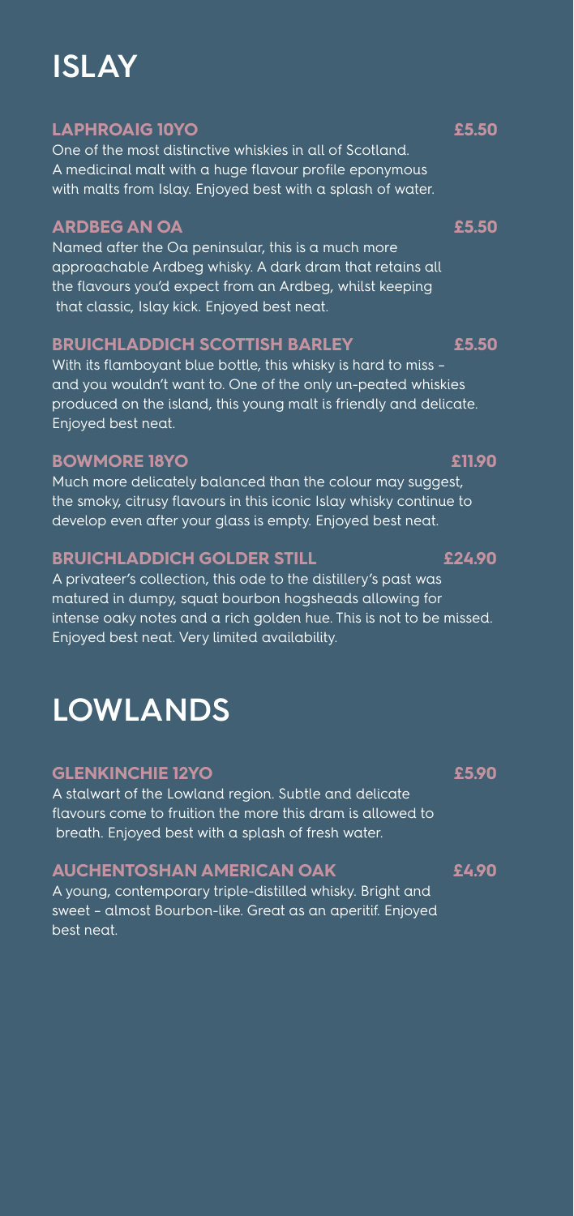# ISLAY

### LAPHROAIG 10YO £5.50

One of the most distinctive whiskies in all of Scotland. A medicinal malt with a huge flavour profile eponymous with malts from Islay. Enjoyed best with a splash of water.

### ARDBEG AN OA £5.50

Named after the Oa peninsular, this is a much more approachable Ardbeg whisky. A dark dram that retains all the flavours you'd expect from an Ardbeg, whilst keeping that classic, Islay kick. Enjoyed best neat.

### BRUICHLADDICH SCOTTISH BARLEY £5.50

With its flamboyant blue bottle, this whisky is hard to miss – and you wouldn't want to. One of the only un-peated whiskies produced on the island, this young malt is friendly and delicate. Enjoyed best neat.

### BOWMORE 18YO £11.90

Much more delicately balanced than the colour may suggest, the smoky, citrusy flavours in this iconic Islay whisky continue to develop even after your glass is empty. Enjoyed best neat.

### BRUICHLADDICH GOLDER STILL £24.90

A privateer's collection, this ode to the distillery's past was matured in dumpy, squat bourbon hogsheads allowing for intense oaky notes and a rich golden hue. This is not to be missed. Enjoyed best neat. Very limited availability.

# LOWLANDS

### GLENKINCHIE 12YO £5.90

A stalwart of the Lowland region. Subtle and delicate flavours come to fruition the more this dram is allowed to breath. Enjoyed best with a splash of fresh water.

### AUCHENTOSHAN AMERICAN OAK £4.90

A young, contemporary triple-distilled whisky. Bright and sweet – almost Bourbon-like. Great as an aperitif. Enjoyed best neat.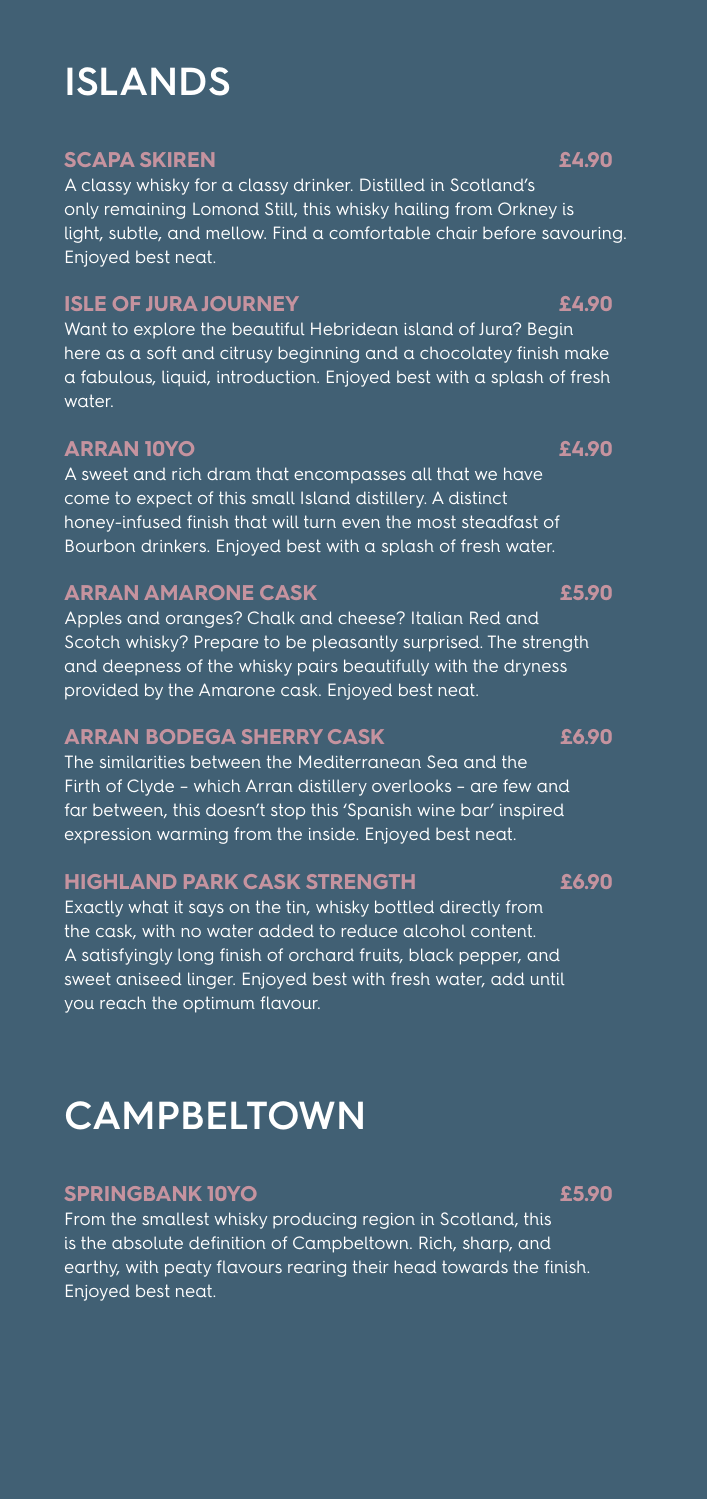# ISLANDS

### SCAPA SKIREN £4.90

A classy whisky for a classy drinker. Distilled in Scotland's only remaining Lomond Still, this whisky hailing from Orkney is light, subtle, and mellow. Find a comfortable chair before savouring. Enjoyed best neat.

### ISLE OF JURA JOURNEY £4.90

Want to explore the beautiful Hebridean island of Jura? Begin here as a soft and citrusy beginning and a chocolatey finish make a fabulous, liquid, introduction. Enjoyed best with a splash of fresh water.

### ARRAN 10YO £4.90

A sweet and rich dram that encompasses all that we have come to expect of this small Island distillery. A distinct honey-infused finish that will turn even the most steadfast of Bourbon drinkers. Enjoyed best with a splash of fresh water.

### ARRAN AMARONE CASK £5.90

Apples and oranges? Chalk and cheese? Italian Red and Scotch whisky? Prepare to be pleasantly surprised. The strength and deepness of the whisky pairs beautifully with the dryness provided by the Amarone cask. Enjoyed best neat.

### ARRAN BODEGA SHERRY CASK £6.90

The similarities between the Mediterranean Sea and the Firth of Clyde - which Arran distillery overlooks - are few and far between, this doesn't stop this 'Spanish wine bar' inspired expression warming from the inside. Enjoyed best neat.

### HIGHLAND PARK CASK STRENGTH £6.90

Exactly what it says on the tin, whisky bottled directly from the cask, with no water added to reduce alcohol content. A satisfyingly long finish of orchard fruits, black pepper, and sweet aniseed linger. Enjoyed best with fresh water, add until you reach the optimum flavour.

# CAMPBELTOWN

### SPRINGBANK 10YO £5.90

From the smallest whisky producing region in Scotland, this is the absolute definition of Campbeltown. Rich, sharp, and earthy, with peaty flavours rearing their head towards the finish. Enjoyed best neat.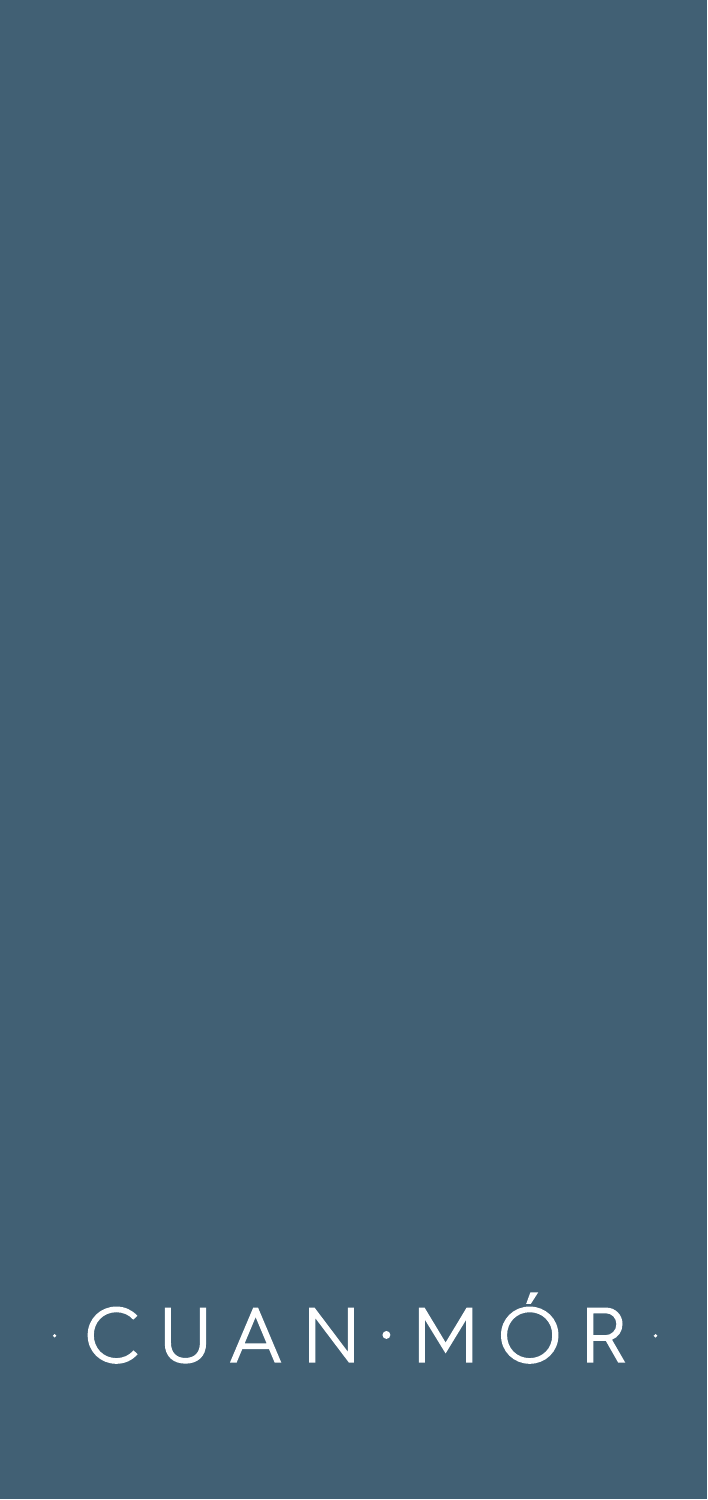· CUAN · MÓR ·